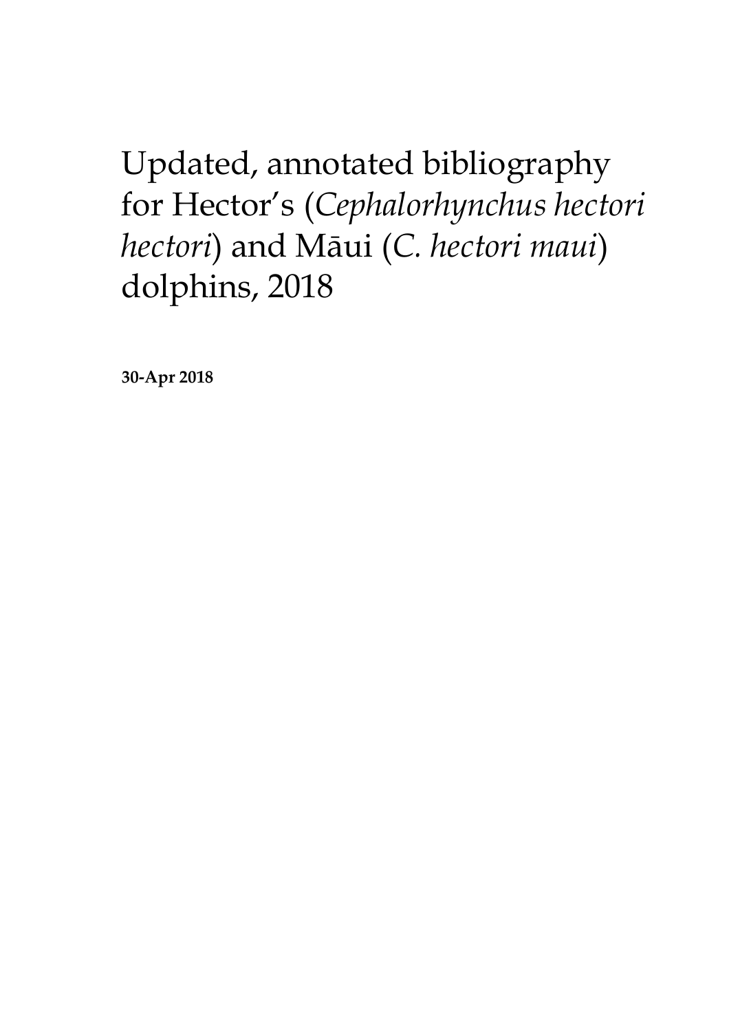# Updated, annotated bibliography for Hector's (*Cephalorhynchus hectori hectori*) and Māui (*C. hectori maui*) dolphins, 2018

**30-Apr 2018**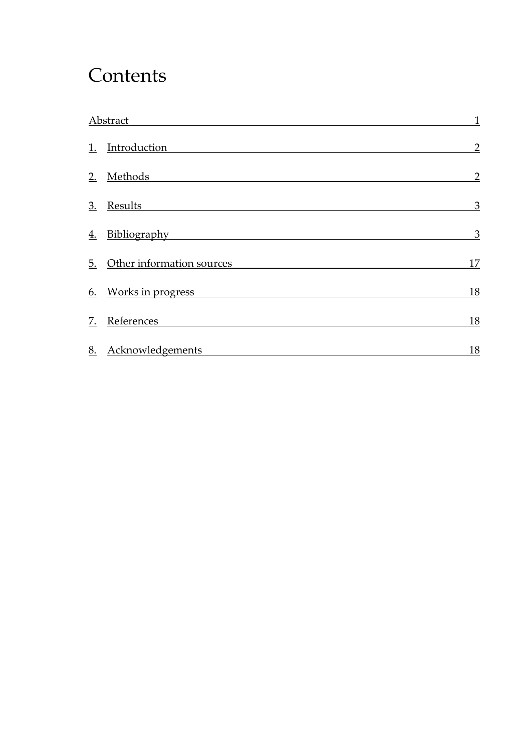# Contents

| | |
|---|---|
| Abstract | 1 |
| 1. Introduction | 2 |
| 2. Methods | 2 |
| 3. Results | 3 |
| 4. Bibliography | 3 |
| 5. Other information sources | 17 |
| 6. Works in progress | 18 |
| 7. References | 18 |
| 8. Acknowledgements | 18 |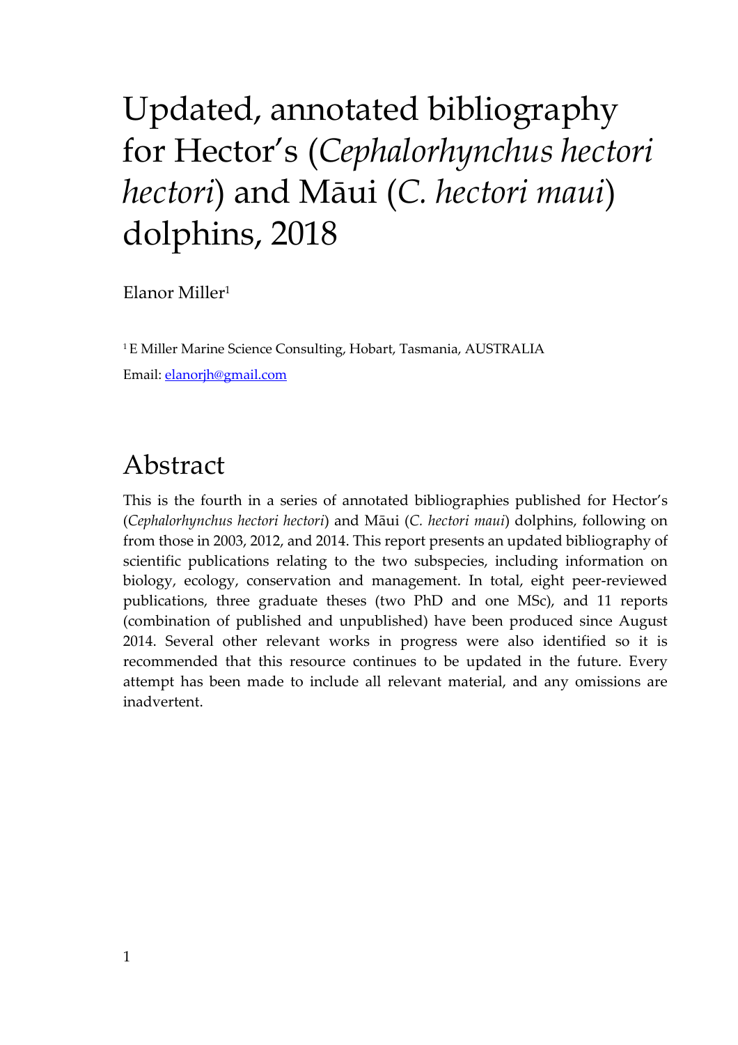# Updated, annotated bibliography for Hector's (*Cephalorhynchus hectori hectori*) and Māui (*C. hectori maui*) dolphins, 2018

Elanor Miller[1]

[1] E Miller Marine Science Consulting, Hobart, Tasmania, AUSTRALIA

Email: elanorjh@gmail.com

## Abstract

This is the fourth in a series of annotated bibliographies published for Hector's (*Cephalorhynchus hectori hectori*) and Māui (*C. hectori maui*) dolphins, following on from those in 2003, 2012, and 2014. This report presents an updated bibliography of scientific publications relating to the two subspecies, including information on biology, ecology, conservation and management. In total, eight peer-reviewed publications, three graduate theses (two PhD and one MSc), and 11 reports (combination of published and unpublished) have been produced since August 2014. Several other relevant works in progress were also identified so it is recommended that this resource continues to be updated in the future. Every attempt has been made to include all relevant material, and any omissions are inadvertent.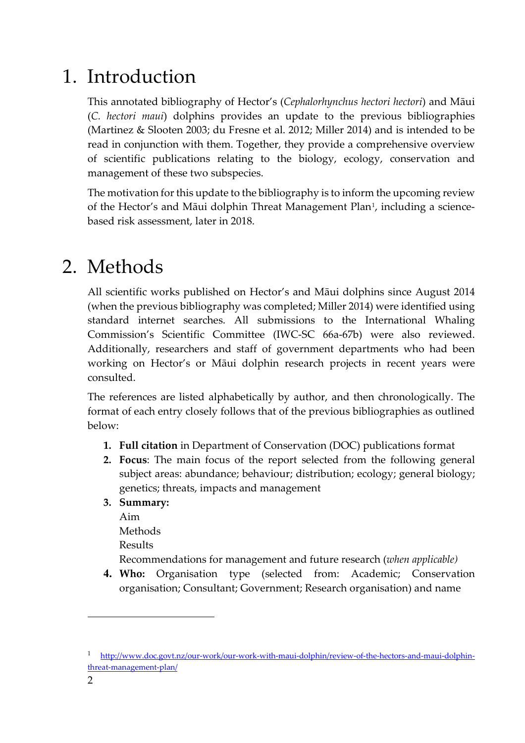# 1. Introduction

This annotated bibliography of Hector's (*Cephalorhynchus hectori hectori*) and Māui (*C. hectori maui*) dolphins provides an update to the previous bibliographies (Martinez & Slooten 2003; du Fresne et al. 2012; Miller 2014) and is intended to be read in conjunction with them. Together, they provide a comprehensive overview of scientific publications relating to the biology, ecology, conservation and management of these two subspecies.

The motivation for this update to the bibliography is to inform the upcoming review of the Hector's and Māui dolphin Threat Management Plan[1], including a science-based risk assessment, later in 2018.

# 2. Methods

All scientific works published on Hector's and Māui dolphins since August 2014 (when the previous bibliography was completed; Miller 2014) were identified using standard internet searches. All submissions to the International Whaling Commission's Scientific Committee (IWC-SC 66a-67b) were also reviewed. Additionally, researchers and staff of government departments who had been working on Hector's or Māui dolphin research projects in recent years were consulted.

The references are listed alphabetically by author, and then chronologically. The format of each entry closely follows that of the previous bibliographies as outlined below:

1. **Full citation** in Department of Conservation (DOC) publications format
2. **Focus**: The main focus of the report selected from the following general subject areas: abundance; behaviour; distribution; ecology; general biology; genetics; threats, impacts and management
3. **Summary:**
   Aim
   Methods
   Results
   Recommendations for management and future research (*when applicable)*
4. **Who:** Organisation type (selected from: Academic; Conservation organisation; Consultant; Government; Research organisation) and name

[1] http://www.doc.govt.nz/our-work/our-work-with-maui-dolphin/review-of-the-hectors-and-maui-dolphin-threat-management-plan/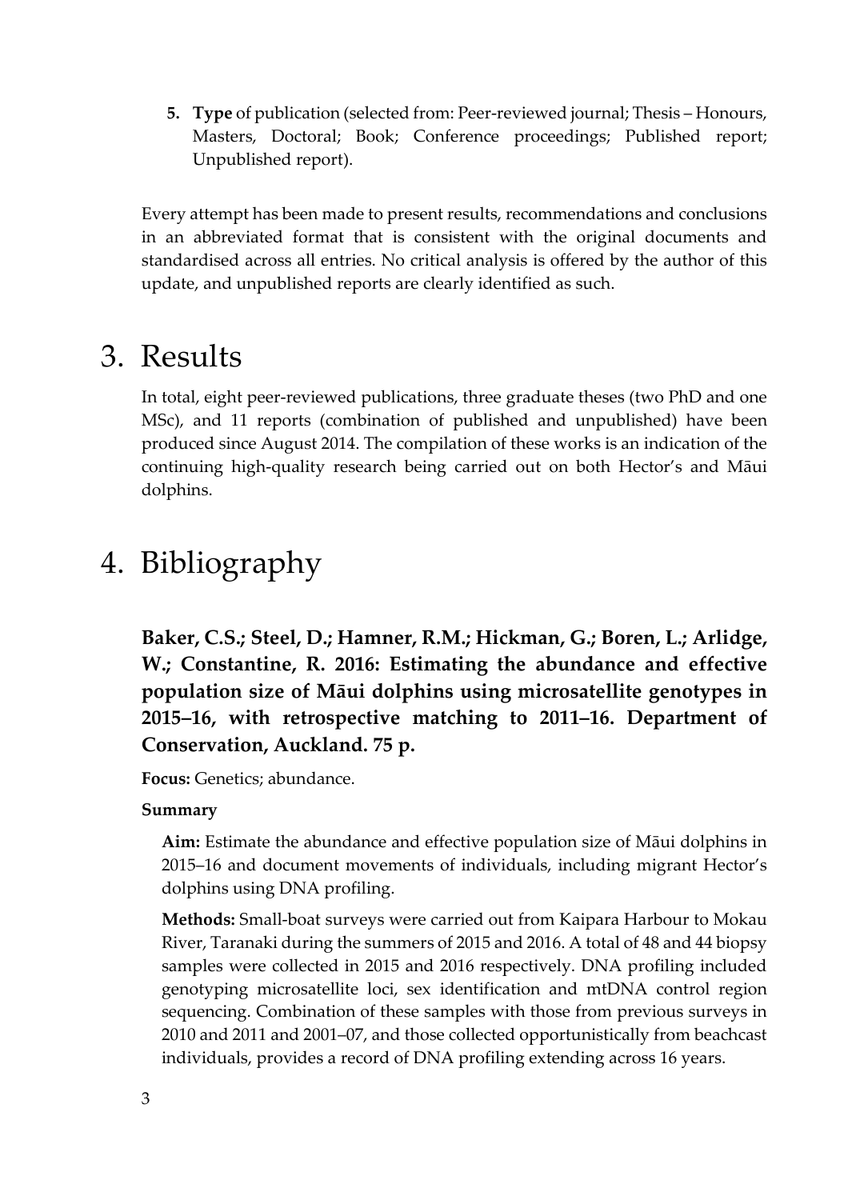5. **Type** of publication (selected from: Peer-reviewed journal; Thesis – Honours, Masters, Doctoral; Book; Conference proceedings; Published report; Unpublished report).

Every attempt has been made to present results, recommendations and conclusions in an abbreviated format that is consistent with the original documents and standardised across all entries. No critical analysis is offered by the author of this update, and unpublished reports are clearly identified as such.

# 3. Results

In total, eight peer-reviewed publications, three graduate theses (two PhD and one MSc), and 11 reports (combination of published and unpublished) have been produced since August 2014. The compilation of these works is an indication of the continuing high-quality research being carried out on both Hector's and Māui dolphins.

# 4. Bibliography

### Baker, C.S.; Steel, D.; Hamner, R.M.; Hickman, G.; Boren, L.; Arlidge, W.; Constantine, R. 2016: Estimating the abundance and effective population size of Māui dolphins using microsatellite genotypes in 2015–16, with retrospective matching to 2011–16. Department of Conservation, Auckland. 75 p.

**Focus:** Genetics; abundance.

**Summary**

**Aim:** Estimate the abundance and effective population size of Māui dolphins in 2015–16 and document movements of individuals, including migrant Hector's dolphins using DNA profiling.

**Methods:** Small-boat surveys were carried out from Kaipara Harbour to Mokau River, Taranaki during the summers of 2015 and 2016. A total of 48 and 44 biopsy samples were collected in 2015 and 2016 respectively. DNA profiling included genotyping microsatellite loci, sex identification and mtDNA control region sequencing. Combination of these samples with those from previous surveys in 2010 and 2011 and 2001–07, and those collected opportunistically from beachcast individuals, provides a record of DNA profiling extending across 16 years.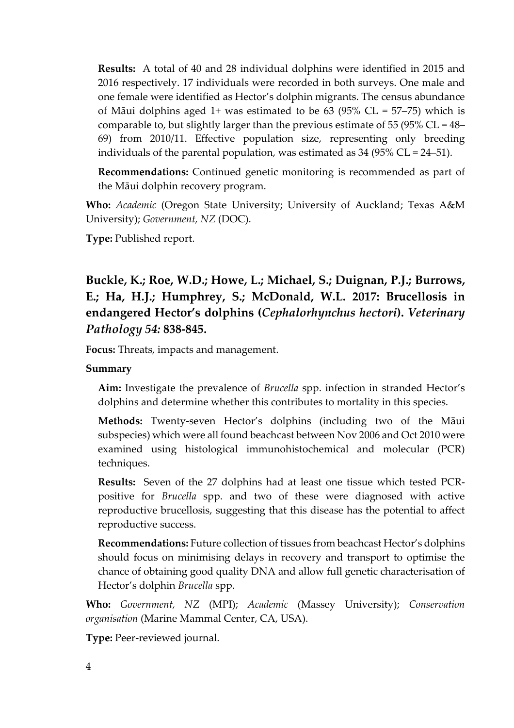**Results:** A total of 40 and 28 individual dolphins were identified in 2015 and 2016 respectively. 17 individuals were recorded in both surveys. One male and one female were identified as Hector's dolphin migrants. The census abundance of Māui dolphins aged 1+ was estimated to be 63 (95% CL = 57–75) which is comparable to, but slightly larger than the previous estimate of 55 (95% CL = 48–69) from 2010/11. Effective population size, representing only breeding individuals of the parental population, was estimated as 34 (95% CL = 24–51).

**Recommendations:** Continued genetic monitoring is recommended as part of the Māui dolphin recovery program.

**Who:** *Academic* (Oregon State University; University of Auckland; Texas A&M University); *Government, NZ* (DOC).

**Type:** Published report.

## Buckle, K.; Roe, W.D.; Howe, L.; Michael, S.; Duignan, P.J.; Burrows, E.; Ha, H.J.; Humphrey, S.; McDonald, W.L. 2017: Brucellosis in endangered Hector's dolphins (*Cephalorhynchus hectori*). *Veterinary Pathology 54:* 838-845.

**Focus:** Threats, impacts and management.

**Summary**

**Aim:** Investigate the prevalence of *Brucella* spp. infection in stranded Hector's dolphins and determine whether this contributes to mortality in this species.

**Methods:** Twenty-seven Hector's dolphins (including two of the Māui subspecies) which were all found beachcast between Nov 2006 and Oct 2010 were examined using histological immunohistochemical and molecular (PCR) techniques.

**Results:** Seven of the 27 dolphins had at least one tissue which tested PCR-positive for *Brucella* spp. and two of these were diagnosed with active reproductive brucellosis, suggesting that this disease has the potential to affect reproductive success.

**Recommendations:** Future collection of tissues from beachcast Hector's dolphins should focus on minimising delays in recovery and transport to optimise the chance of obtaining good quality DNA and allow full genetic characterisation of Hector's dolphin *Brucella* spp.

**Who:** *Government, NZ* (MPI); *Academic* (Massey University); *Conservation organisation* (Marine Mammal Center, CA, USA).

**Type:** Peer-reviewed journal.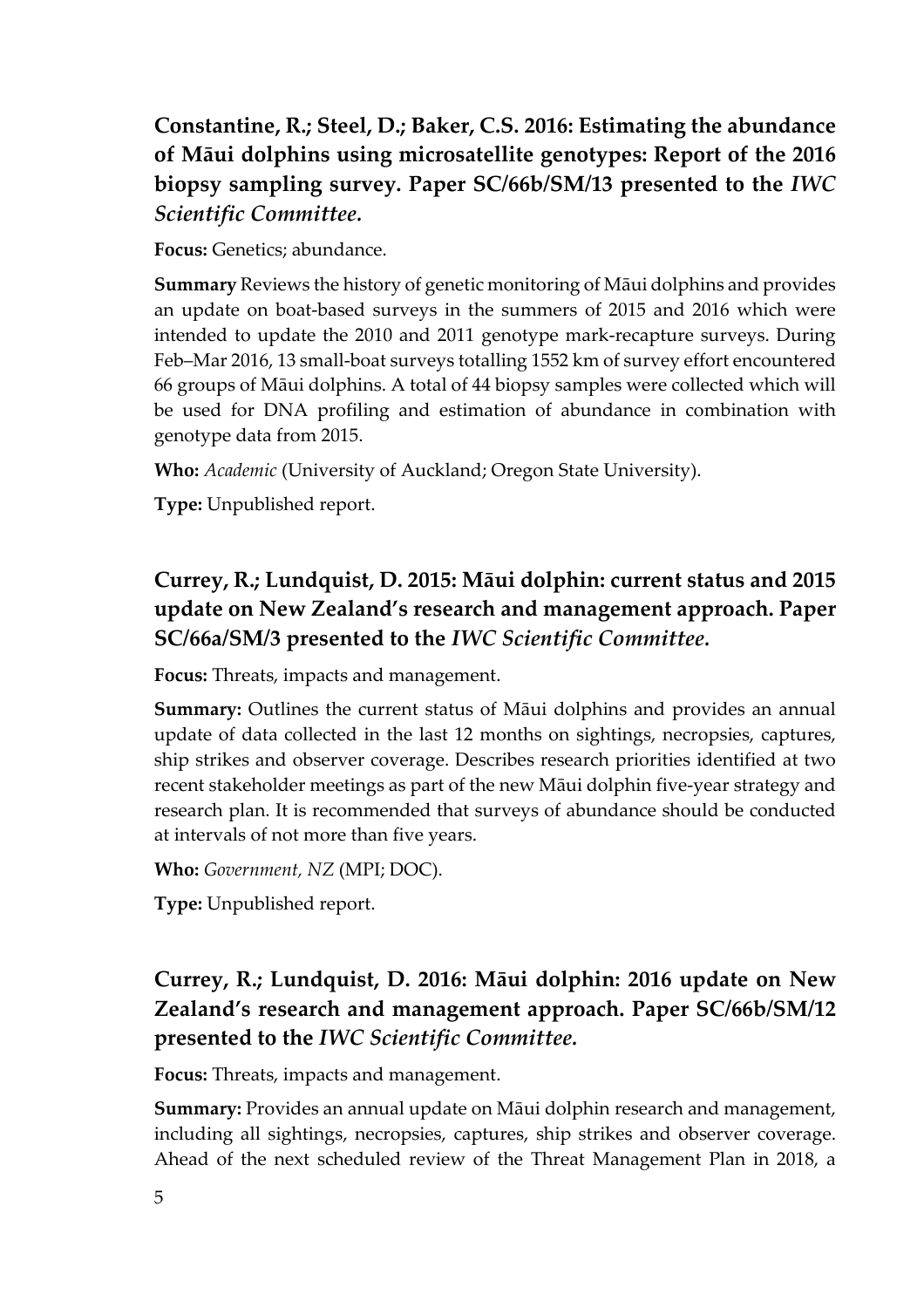## Constantine, R.; Steel, D.; Baker, C.S. 2016: Estimating the abundance of Māui dolphins using microsatellite genotypes: Report of the 2016 biopsy sampling survey. Paper SC/66b/SM/13 presented to the *IWC Scientific Committee*.

**Focus:** Genetics; abundance.

**Summary** Reviews the history of genetic monitoring of Māui dolphins and provides an update on boat-based surveys in the summers of 2015 and 2016 which were intended to update the 2010 and 2011 genotype mark-recapture surveys. During Feb–Mar 2016, 13 small-boat surveys totalling 1552 km of survey effort encountered 66 groups of Māui dolphins. A total of 44 biopsy samples were collected which will be used for DNA profiling and estimation of abundance in combination with genotype data from 2015.

**Who:** *Academic* (University of Auckland; Oregon State University).

**Type:** Unpublished report.

## Currey, R.; Lundquist, D. 2015: Māui dolphin: current status and 2015 update on New Zealand's research and management approach. Paper SC/66a/SM/3 presented to the *IWC Scientific Committee*.

**Focus:** Threats, impacts and management.

**Summary:** Outlines the current status of Māui dolphins and provides an annual update of data collected in the last 12 months on sightings, necropsies, captures, ship strikes and observer coverage. Describes research priorities identified at two recent stakeholder meetings as part of the new Māui dolphin five-year strategy and research plan. It is recommended that surveys of abundance should be conducted at intervals of not more than five years.

**Who:** *Government, NZ* (MPI; DOC).

**Type:** Unpublished report.

## Currey, R.; Lundquist, D. 2016: Māui dolphin: 2016 update on New Zealand's research and management approach. Paper SC/66b/SM/12 presented to the *IWC Scientific Committee*.

**Focus:** Threats, impacts and management.

**Summary:** Provides an annual update on Māui dolphin research and management, including all sightings, necropsies, captures, ship strikes and observer coverage. Ahead of the next scheduled review of the Threat Management Plan in 2018, a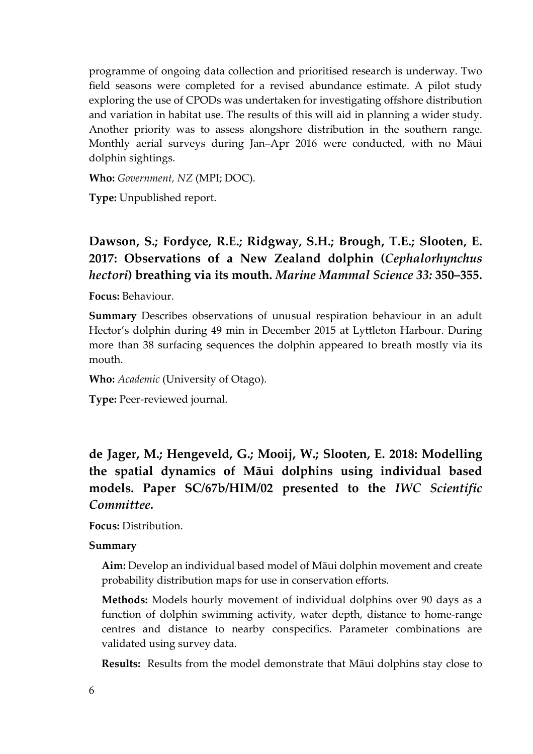programme of ongoing data collection and prioritised research is underway. Two field seasons were completed for a revised abundance estimate. A pilot study exploring the use of CPODs was undertaken for investigating offshore distribution and variation in habitat use. The results of this will aid in planning a wider study. Another priority was to assess alongshore distribution in the southern range. Monthly aerial surveys during Jan–Apr 2016 were conducted, with no Māui dolphin sightings.

**Who:** *Government, NZ* (MPI; DOC).

**Type:** Unpublished report.

## Dawson, S.; Fordyce, R.E.; Ridgway, S.H.; Brough, T.E.; Slooten, E. 2017: Observations of a New Zealand dolphin (*Cephalorhynchus hectori*) breathing via its mouth. *Marine Mammal Science 33:* 350–355.

**Focus:** Behaviour.

**Summary** Describes observations of unusual respiration behaviour in an adult Hector's dolphin during 49 min in December 2015 at Lyttleton Harbour. During more than 38 surfacing sequences the dolphin appeared to breath mostly via its mouth.

**Who:** *Academic* (University of Otago).

**Type:** Peer-reviewed journal.

## de Jager, M.; Hengeveld, G.; Mooij, W.; Slooten, E. 2018: Modelling the spatial dynamics of Māui dolphins using individual based models. Paper SC/67b/HIM/02 presented to the *IWC Scientific Committee.*

**Focus:** Distribution.

**Summary**

**Aim:** Develop an individual based model of Māui dolphin movement and create probability distribution maps for use in conservation efforts.

**Methods:** Models hourly movement of individual dolphins over 90 days as a function of dolphin swimming activity, water depth, distance to home-range centres and distance to nearby conspecifics. Parameter combinations are validated using survey data.

**Results:** Results from the model demonstrate that Māui dolphins stay close to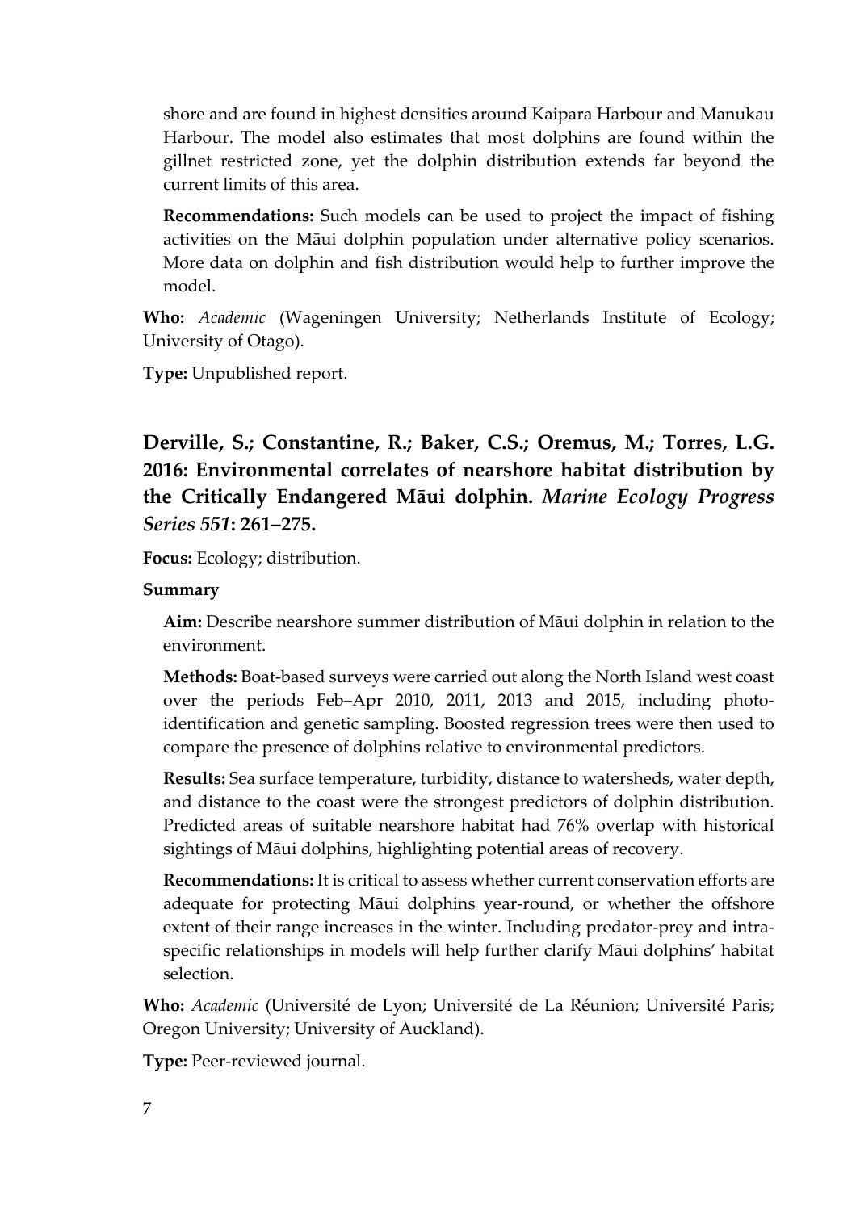shore and are found in highest densities around Kaipara Harbour and Manukau Harbour. The model also estimates that most dolphins are found within the gillnet restricted zone, yet the dolphin distribution extends far beyond the current limits of this area.

**Recommendations:** Such models can be used to project the impact of fishing activities on the Māui dolphin population under alternative policy scenarios. More data on dolphin and fish distribution would help to further improve the model.

**Who:** *Academic* (Wageningen University; Netherlands Institute of Ecology; University of Otago).

**Type:** Unpublished report.

## Derville, S.; Constantine, R.; Baker, C.S.; Oremus, M.; Torres, L.G. 2016: Environmental correlates of nearshore habitat distribution by the Critically Endangered Māui dolphin. *Marine Ecology Progress Series 551*: 261–275.

**Focus:** Ecology; distribution.

**Summary**

**Aim:** Describe nearshore summer distribution of Māui dolphin in relation to the environment.

**Methods:** Boat-based surveys were carried out along the North Island west coast over the periods Feb–Apr 2010, 2011, 2013 and 2015, including photo-identification and genetic sampling. Boosted regression trees were then used to compare the presence of dolphins relative to environmental predictors.

**Results:** Sea surface temperature, turbidity, distance to watersheds, water depth, and distance to the coast were the strongest predictors of dolphin distribution. Predicted areas of suitable nearshore habitat had 76% overlap with historical sightings of Māui dolphins, highlighting potential areas of recovery.

**Recommendations:** It is critical to assess whether current conservation efforts are adequate for protecting Māui dolphins year-round, or whether the offshore extent of their range increases in the winter. Including predator-prey and intra-specific relationships in models will help further clarify Māui dolphins' habitat selection.

**Who:** *Academic* (Université de Lyon; Université de La Réunion; Université Paris; Oregon University; University of Auckland).

**Type:** Peer-reviewed journal.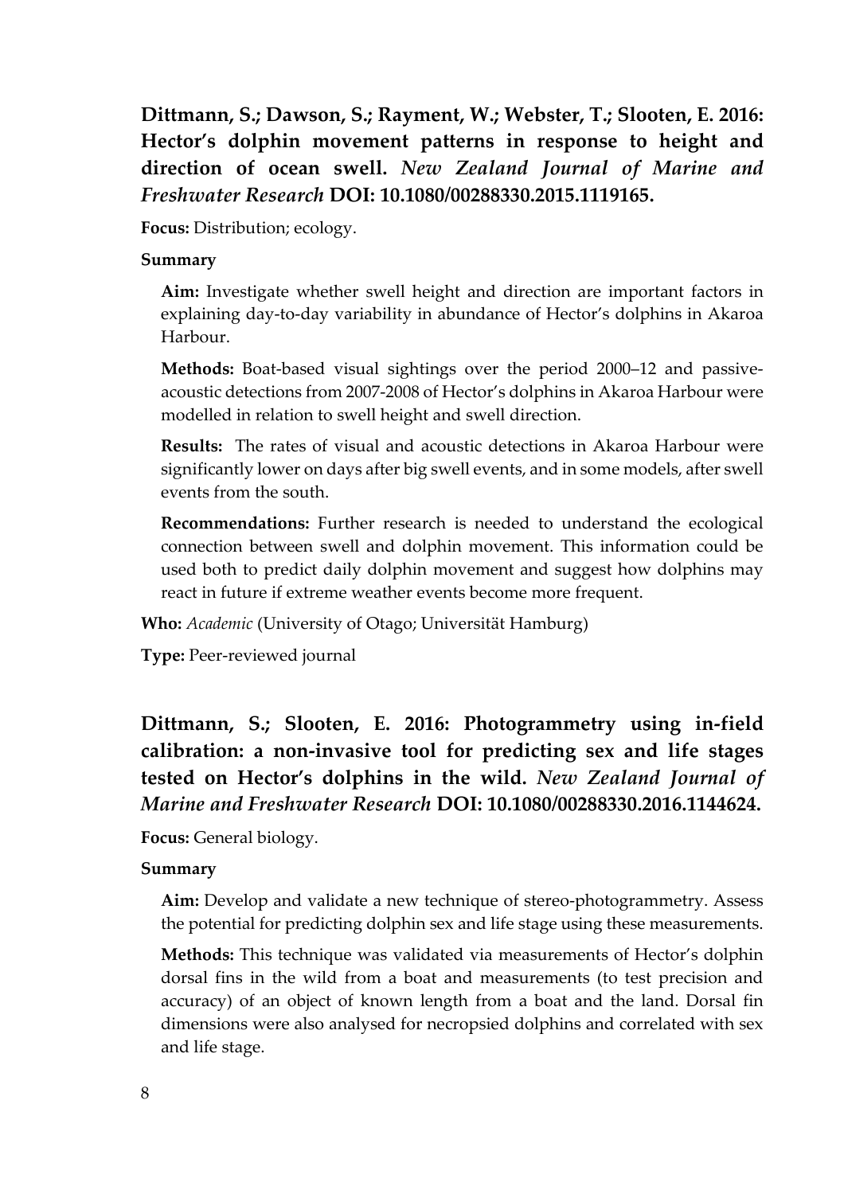**Dittmann, S.; Dawson, S.; Rayment, W.; Webster, T.; Slooten, E. 2016: Hector's dolphin movement patterns in response to height and direction of ocean swell.** ***New Zealand Journal of Marine and Freshwater Research*** **DOI: 10.1080/00288330.2015.1119165.**

**Focus:** Distribution; ecology.

**Summary**

**Aim:** Investigate whether swell height and direction are important factors in explaining day-to-day variability in abundance of Hector's dolphins in Akaroa Harbour.

**Methods:** Boat-based visual sightings over the period 2000–12 and passive-acoustic detections from 2007-2008 of Hector's dolphins in Akaroa Harbour were modelled in relation to swell height and swell direction.

**Results:** The rates of visual and acoustic detections in Akaroa Harbour were significantly lower on days after big swell events, and in some models, after swell events from the south.

**Recommendations:** Further research is needed to understand the ecological connection between swell and dolphin movement. This information could be used both to predict daily dolphin movement and suggest how dolphins may react in future if extreme weather events become more frequent.

**Who:** *Academic* (University of Otago; Universität Hamburg)

**Type:** Peer-reviewed journal

**Dittmann, S.; Slooten, E. 2016: Photogrammetry using in-field calibration: a non-invasive tool for predicting sex and life stages tested on Hector's dolphins in the wild.** ***New Zealand Journal of Marine and Freshwater Research*** **DOI: 10.1080/00288330.2016.1144624.**

**Focus:** General biology.

**Summary**

**Aim:** Develop and validate a new technique of stereo-photogrammetry. Assess the potential for predicting dolphin sex and life stage using these measurements.

**Methods:** This technique was validated via measurements of Hector's dolphin dorsal fins in the wild from a boat and measurements (to test precision and accuracy) of an object of known length from a boat and the land. Dorsal fin dimensions were also analysed for necropsied dolphins and correlated with sex and life stage.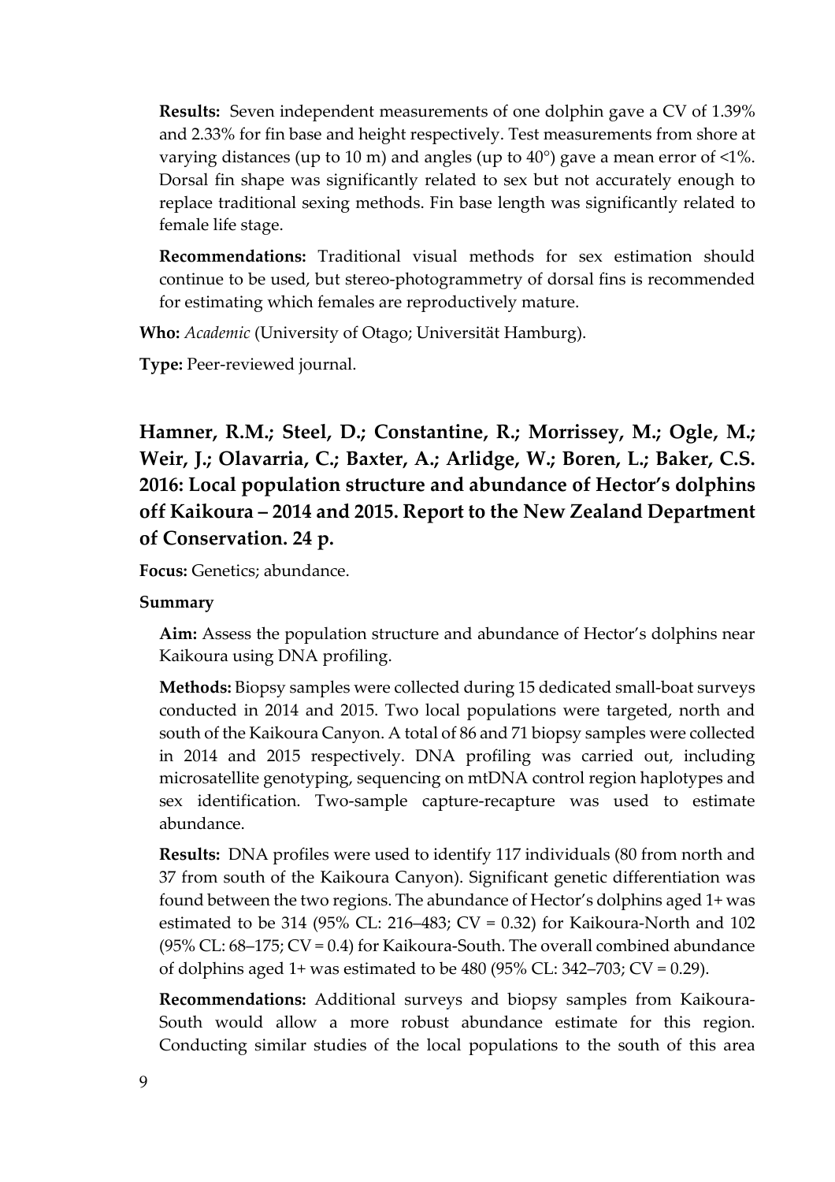**Results:** Seven independent measurements of one dolphin gave a CV of 1.39% and 2.33% for fin base and height respectively. Test measurements from shore at varying distances (up to 10 m) and angles (up to 40°) gave a mean error of <1%. Dorsal fin shape was significantly related to sex but not accurately enough to replace traditional sexing methods. Fin base length was significantly related to female life stage.

**Recommendations:** Traditional visual methods for sex estimation should continue to be used, but stereo-photogrammetry of dorsal fins is recommended for estimating which females are reproductively mature.

**Who:** *Academic* (University of Otago; Universität Hamburg).

**Type:** Peer-reviewed journal.

## Hamner, R.M.; Steel, D.; Constantine, R.; Morrissey, M.; Ogle, M.; Weir, J.; Olavarria, C.; Baxter, A.; Arlidge, W.; Boren, L.; Baker, C.S. 2016: Local population structure and abundance of Hector's dolphins off Kaikoura – 2014 and 2015. Report to the New Zealand Department of Conservation. 24 p.

**Focus:** Genetics; abundance.

**Summary**

**Aim:** Assess the population structure and abundance of Hector's dolphins near Kaikoura using DNA profiling.

**Methods:** Biopsy samples were collected during 15 dedicated small-boat surveys conducted in 2014 and 2015. Two local populations were targeted, north and south of the Kaikoura Canyon. A total of 86 and 71 biopsy samples were collected in 2014 and 2015 respectively. DNA profiling was carried out, including microsatellite genotyping, sequencing on mtDNA control region haplotypes and sex identification. Two-sample capture-recapture was used to estimate abundance.

**Results:** DNA profiles were used to identify 117 individuals (80 from north and 37 from south of the Kaikoura Canyon). Significant genetic differentiation was found between the two regions. The abundance of Hector's dolphins aged 1+ was estimated to be 314 (95% CL: 216–483; CV = 0.32) for Kaikoura-North and 102 (95% CL: 68–175; CV = 0.4) for Kaikoura-South. The overall combined abundance of dolphins aged 1+ was estimated to be 480 (95% CL: 342–703; CV = 0.29).

**Recommendations:** Additional surveys and biopsy samples from Kaikoura-South would allow a more robust abundance estimate for this region. Conducting similar studies of the local populations to the south of this area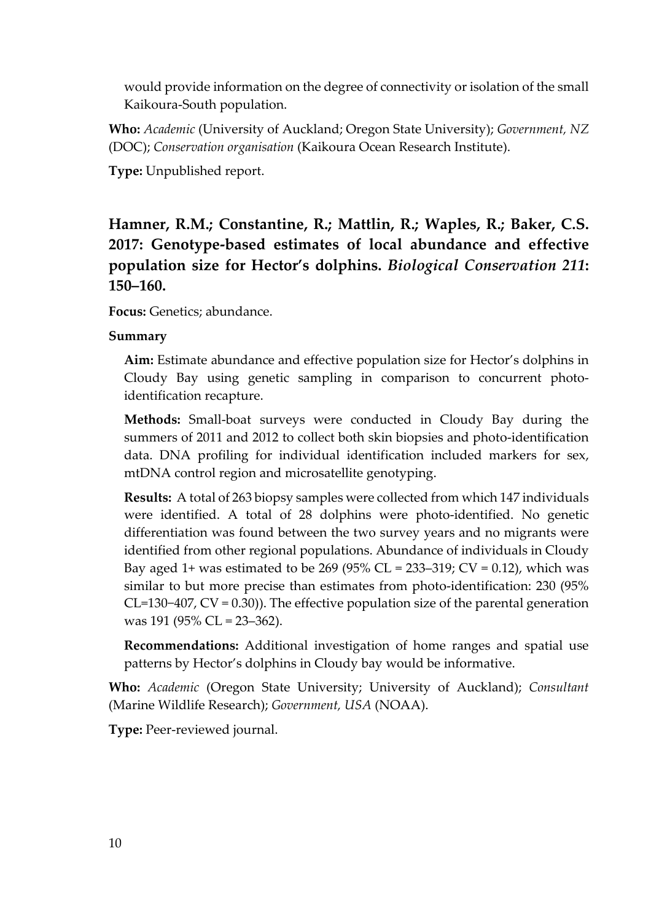would provide information on the degree of connectivity or isolation of the small Kaikoura-South population.

**Who:** *Academic* (University of Auckland; Oregon State University); *Government, NZ* (DOC); *Conservation organisation* (Kaikoura Ocean Research Institute).

**Type:** Unpublished report.

### Hamner, R.M.; Constantine, R.; Mattlin, R.; Waples, R.; Baker, C.S. 2017: Genotype-based estimates of local abundance and effective population size for Hector's dolphins. *Biological Conservation 211*: 150–160.

**Focus:** Genetics; abundance.

**Summary**

**Aim:** Estimate abundance and effective population size for Hector's dolphins in Cloudy Bay using genetic sampling in comparison to concurrent photo-identification recapture.

**Methods:** Small-boat surveys were conducted in Cloudy Bay during the summers of 2011 and 2012 to collect both skin biopsies and photo-identification data. DNA profiling for individual identification included markers for sex, mtDNA control region and microsatellite genotyping.

**Results:** A total of 263 biopsy samples were collected from which 147 individuals were identified. A total of 28 dolphins were photo-identified. No genetic differentiation was found between the two survey years and no migrants were identified from other regional populations. Abundance of individuals in Cloudy Bay aged 1+ was estimated to be 269 (95% CL = 233–319; CV = 0.12), which was similar to but more precise than estimates from photo-identification: 230 (95% CL=130−407, CV = 0.30)). The effective population size of the parental generation was 191 (95% CL = 23–362).

**Recommendations:** Additional investigation of home ranges and spatial use patterns by Hector's dolphins in Cloudy bay would be informative.

**Who:** *Academic* (Oregon State University; University of Auckland); *Consultant* (Marine Wildlife Research); *Government, USA* (NOAA).

**Type:** Peer-reviewed journal.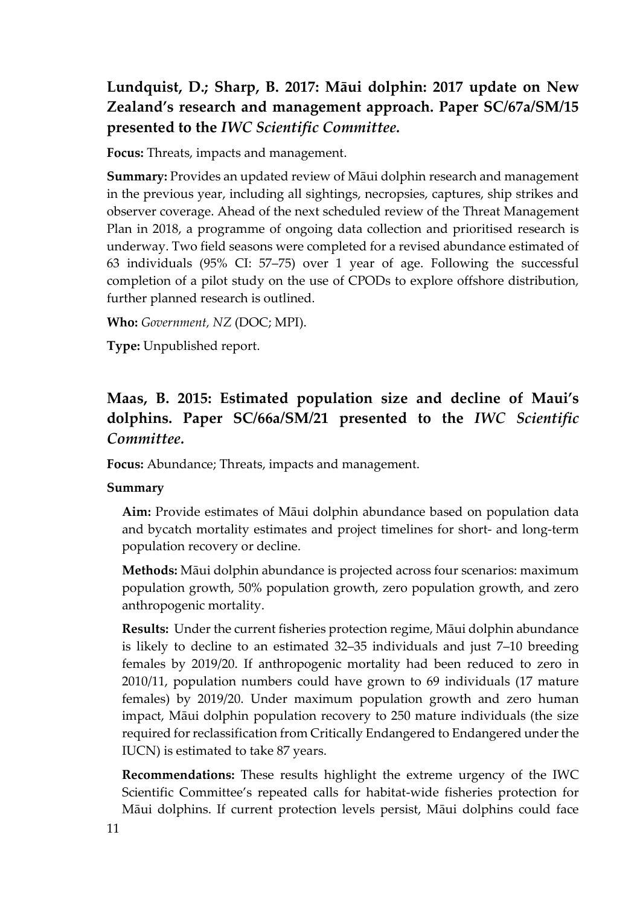## Lundquist, D.; Sharp, B. 2017: Māui dolphin: 2017 update on New Zealand's research and management approach. Paper SC/67a/SM/15 presented to the *IWC Scientific Committee.*

**Focus:** Threats, impacts and management.

**Summary:** Provides an updated review of Māui dolphin research and management in the previous year, including all sightings, necropsies, captures, ship strikes and observer coverage. Ahead of the next scheduled review of the Threat Management Plan in 2018, a programme of ongoing data collection and prioritised research is underway. Two field seasons were completed for a revised abundance estimated of 63 individuals (95% CI: 57–75) over 1 year of age. Following the successful completion of a pilot study on the use of CPODs to explore offshore distribution, further planned research is outlined.

**Who:** *Government, NZ* (DOC; MPI).

**Type:** Unpublished report.

## Maas, B. 2015: Estimated population size and decline of Maui's dolphins. Paper SC/66a/SM/21 presented to the *IWC Scientific Committee.*

**Focus:** Abundance; Threats, impacts and management.

**Summary**

**Aim:** Provide estimates of Māui dolphin abundance based on population data and bycatch mortality estimates and project timelines for short- and long-term population recovery or decline.

**Methods:** Māui dolphin abundance is projected across four scenarios: maximum population growth, 50% population growth, zero population growth, and zero anthropogenic mortality.

**Results:** Under the current fisheries protection regime, Māui dolphin abundance is likely to decline to an estimated 32–35 individuals and just 7–10 breeding females by 2019/20. If anthropogenic mortality had been reduced to zero in 2010/11, population numbers could have grown to 69 individuals (17 mature females) by 2019/20. Under maximum population growth and zero human impact, Māui dolphin population recovery to 250 mature individuals (the size required for reclassification from Critically Endangered to Endangered under the IUCN) is estimated to take 87 years.

**Recommendations:** These results highlight the extreme urgency of the IWC Scientific Committee's repeated calls for habitat-wide fisheries protection for Māui dolphins. If current protection levels persist, Māui dolphins could face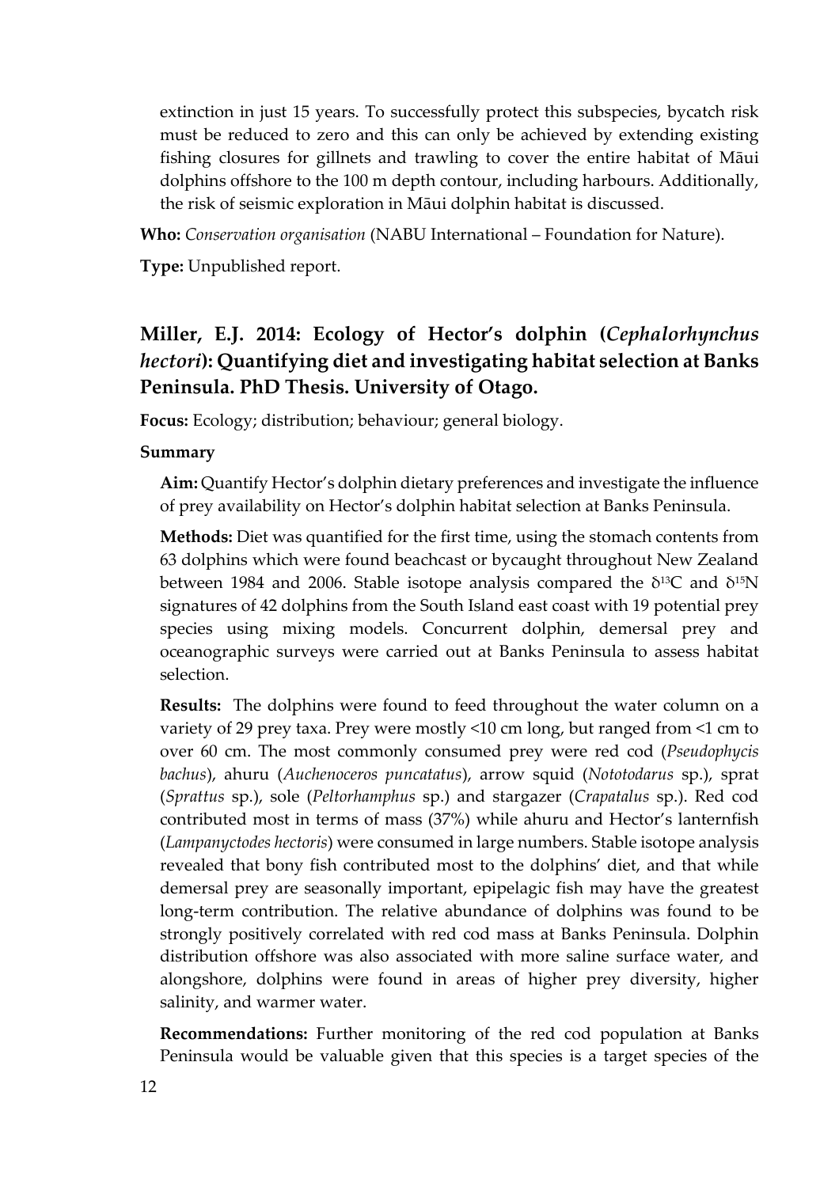extinction in just 15 years. To successfully protect this subspecies, bycatch risk must be reduced to zero and this can only be achieved by extending existing fishing closures for gillnets and trawling to cover the entire habitat of Māui dolphins offshore to the 100 m depth contour, including harbours. Additionally, the risk of seismic exploration in Māui dolphin habitat is discussed.

**Who:** *Conservation organisation* (NABU International – Foundation for Nature).

**Type:** Unpublished report.

## Miller, E.J. 2014: Ecology of Hector's dolphin (*Cephalorhynchus hectori*): Quantifying diet and investigating habitat selection at Banks Peninsula. PhD Thesis. University of Otago.

**Focus:** Ecology; distribution; behaviour; general biology.

**Summary**

**Aim:** Quantify Hector's dolphin dietary preferences and investigate the influence of prey availability on Hector's dolphin habitat selection at Banks Peninsula.

**Methods:** Diet was quantified for the first time, using the stomach contents from 63 dolphins which were found beachcast or bycaught throughout New Zealand between 1984 and 2006. Stable isotope analysis compared the $\delta^{13}C$ and $\delta^{15}N$ signatures of 42 dolphins from the South Island east coast with 19 potential prey species using mixing models. Concurrent dolphin, demersal prey and oceanographic surveys were carried out at Banks Peninsula to assess habitat selection.

**Results:** The dolphins were found to feed throughout the water column on a variety of 29 prey taxa. Prey were mostly <10 cm long, but ranged from <1 cm to over 60 cm. The most commonly consumed prey were red cod (*Pseudophycis bachus*), ahuru (*Auchenoceros puncatatus*), arrow squid (*Nototodarus* sp.), sprat (*Sprattus* sp.), sole (*Peltorhamphus* sp.) and stargazer (*Crapatalus* sp.). Red cod contributed most in terms of mass (37%) while ahuru and Hector's lanternfish (*Lampanyctodes hectoris*) were consumed in large numbers. Stable isotope analysis revealed that bony fish contributed most to the dolphins' diet, and that while demersal prey are seasonally important, epipelagic fish may have the greatest long-term contribution. The relative abundance of dolphins was found to be strongly positively correlated with red cod mass at Banks Peninsula. Dolphin distribution offshore was also associated with more saline surface water, and alongshore, dolphins were found in areas of higher prey diversity, higher salinity, and warmer water.

**Recommendations:** Further monitoring of the red cod population at Banks Peninsula would be valuable given that this species is a target species of the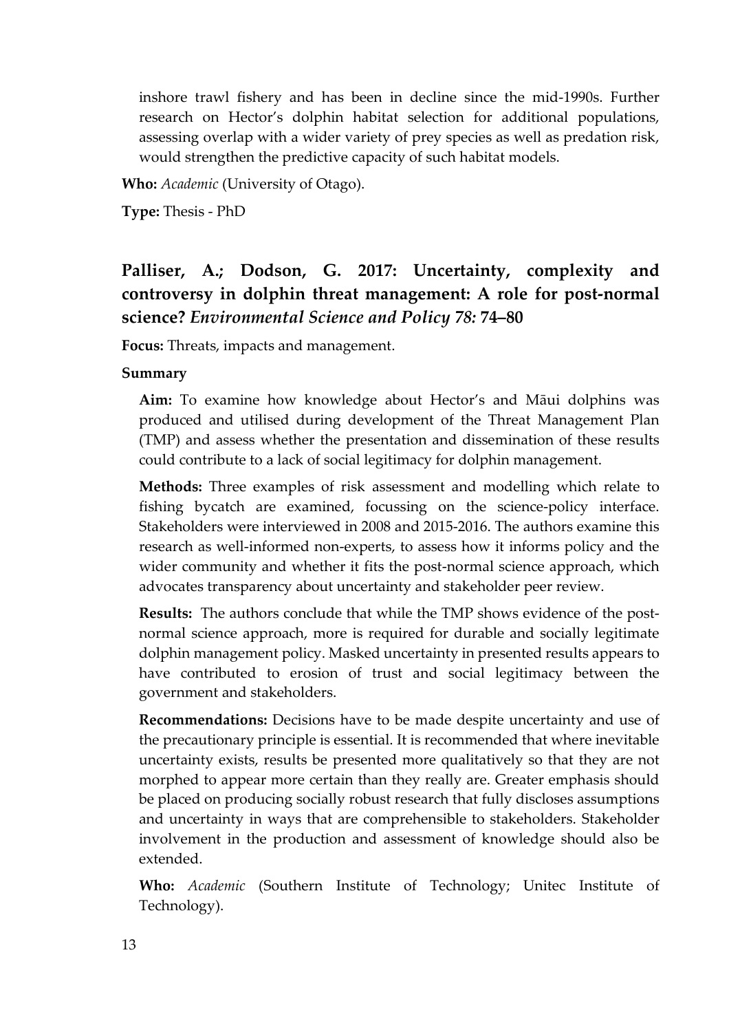inshore trawl fishery and has been in decline since the mid-1990s. Further research on Hector's dolphin habitat selection for additional populations, assessing overlap with a wider variety of prey species as well as predation risk, would strengthen the predictive capacity of such habitat models.

**Who:** *Academic* (University of Otago).

**Type:** Thesis - PhD

## Palliser, A.; Dodson, G. 2017: Uncertainty, complexity and controversy in dolphin threat management: A role for post-normal science? *Environmental Science and Policy 78:* 74–80

**Focus:** Threats, impacts and management.

**Summary**

**Aim:** To examine how knowledge about Hector's and Māui dolphins was produced and utilised during development of the Threat Management Plan (TMP) and assess whether the presentation and dissemination of these results could contribute to a lack of social legitimacy for dolphin management.

**Methods:** Three examples of risk assessment and modelling which relate to fishing bycatch are examined, focussing on the science-policy interface. Stakeholders were interviewed in 2008 and 2015-2016. The authors examine this research as well-informed non-experts, to assess how it informs policy and the wider community and whether it fits the post-normal science approach, which advocates transparency about uncertainty and stakeholder peer review.

**Results:** The authors conclude that while the TMP shows evidence of the post-normal science approach, more is required for durable and socially legitimate dolphin management policy. Masked uncertainty in presented results appears to have contributed to erosion of trust and social legitimacy between the government and stakeholders.

**Recommendations:** Decisions have to be made despite uncertainty and use of the precautionary principle is essential. It is recommended that where inevitable uncertainty exists, results be presented more qualitatively so that they are not morphed to appear more certain than they really are. Greater emphasis should be placed on producing socially robust research that fully discloses assumptions and uncertainty in ways that are comprehensible to stakeholders. Stakeholder involvement in the production and assessment of knowledge should also be extended.

**Who:** *Academic* (Southern Institute of Technology; Unitec Institute of Technology).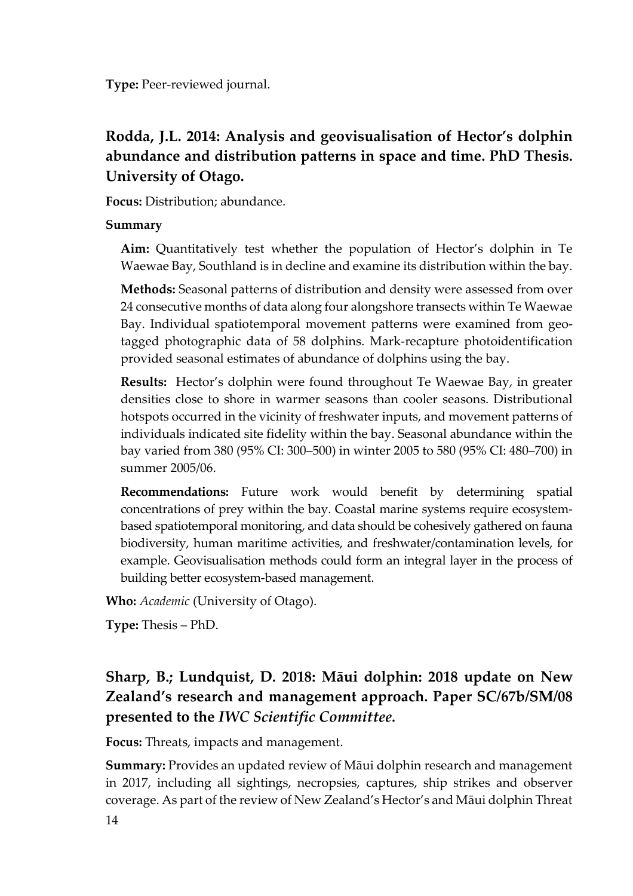**Type:** Peer-reviewed journal.

## Rodda, J.L. 2014: Analysis and geovisualisation of Hector's dolphin abundance and distribution patterns in space and time. PhD Thesis. University of Otago.

**Focus:** Distribution; abundance.

**Summary**

**Aim:** Quantitatively test whether the population of Hector's dolphin in Te Waewae Bay, Southland is in decline and examine its distribution within the bay.

**Methods:** Seasonal patterns of distribution and density were assessed from over 24 consecutive months of data along four alongshore transects within Te Waewae Bay. Individual spatiotemporal movement patterns were examined from geo-tagged photographic data of 58 dolphins. Mark-recapture photoidentification provided seasonal estimates of abundance of dolphins using the bay.

**Results:** Hector's dolphin were found throughout Te Waewae Bay, in greater densities close to shore in warmer seasons than cooler seasons. Distributional hotspots occurred in the vicinity of freshwater inputs, and movement patterns of individuals indicated site fidelity within the bay. Seasonal abundance within the bay varied from 380 (95% CI: 300–500) in winter 2005 to 580 (95% CI: 480–700) in summer 2005/06.

**Recommendations:** Future work would benefit by determining spatial concentrations of prey within the bay. Coastal marine systems require ecosystem-based spatiotemporal monitoring, and data should be cohesively gathered on fauna biodiversity, human maritime activities, and freshwater/contamination levels, for example. Geovisualisation methods could form an integral layer in the process of building better ecosystem-based management.

**Who:** *Academic* (University of Otago).

**Type:** Thesis – PhD.

## Sharp, B.; Lundquist, D. 2018: Māui dolphin: 2018 update on New Zealand's research and management approach. Paper SC/67b/SM/08 presented to the *IWC Scientific Committee.*

**Focus:** Threats, impacts and management.

**Summary:** Provides an updated review of Māui dolphin research and management in 2017, including all sightings, necropsies, captures, ship strikes and observer coverage. As part of the review of New Zealand's Hector's and Māui dolphin Threat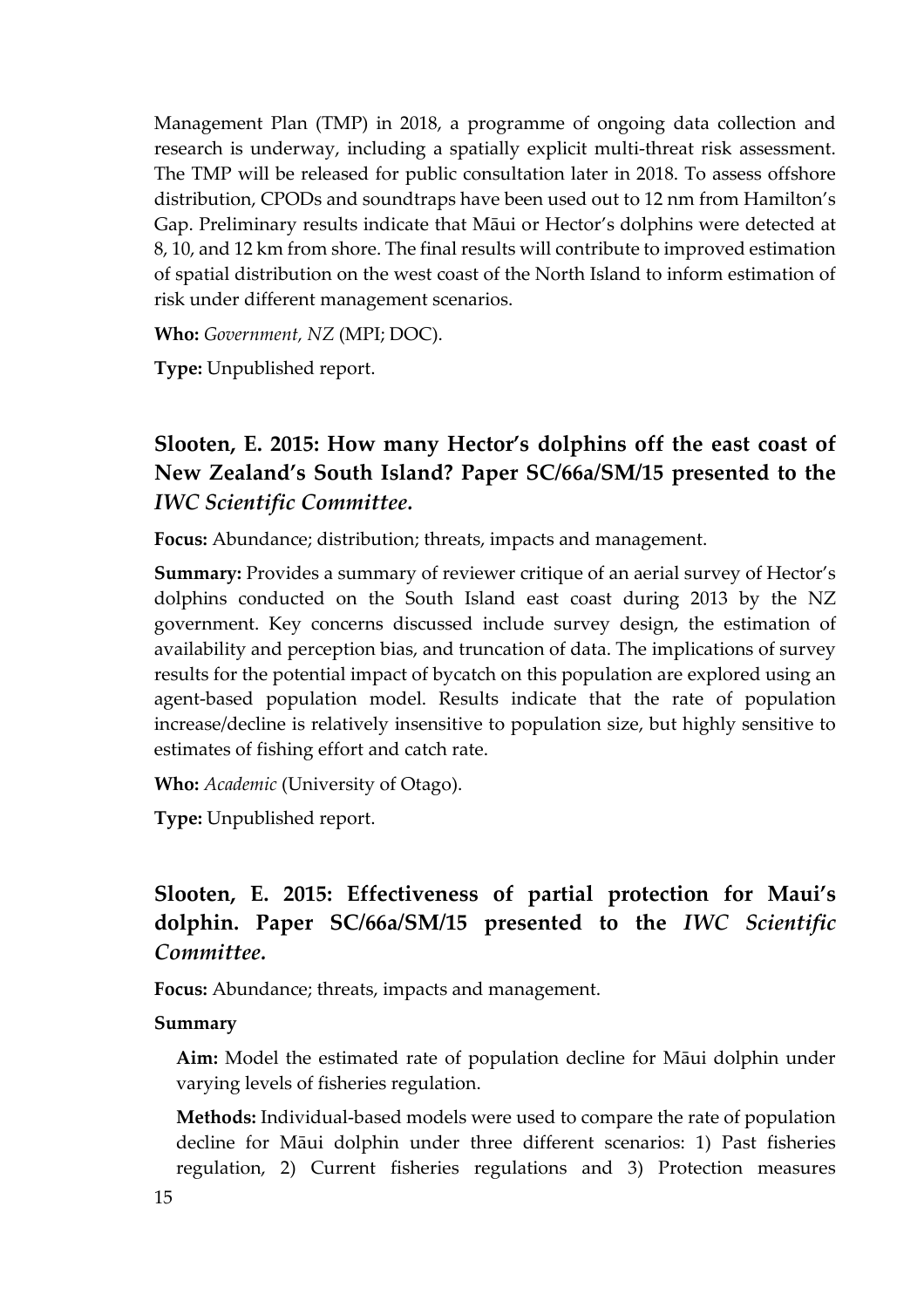Management Plan (TMP) in 2018, a programme of ongoing data collection and research is underway, including a spatially explicit multi-threat risk assessment. The TMP will be released for public consultation later in 2018. To assess offshore distribution, CPODs and soundtraps have been used out to 12 nm from Hamilton's Gap. Preliminary results indicate that Māui or Hector's dolphins were detected at 8, 10, and 12 km from shore. The final results will contribute to improved estimation of spatial distribution on the west coast of the North Island to inform estimation of risk under different management scenarios.

**Who:** *Government, NZ* (MPI; DOC).

**Type:** Unpublished report.

## Slooten, E. 2015: How many Hector's dolphins off the east coast of New Zealand's South Island? Paper SC/66a/SM/15 presented to the *IWC Scientific Committee.*

**Focus:** Abundance; distribution; threats, impacts and management.

**Summary:** Provides a summary of reviewer critique of an aerial survey of Hector's dolphins conducted on the South Island east coast during 2013 by the NZ government. Key concerns discussed include survey design, the estimation of availability and perception bias, and truncation of data. The implications of survey results for the potential impact of bycatch on this population are explored using an agent-based population model. Results indicate that the rate of population increase/decline is relatively insensitive to population size, but highly sensitive to estimates of fishing effort and catch rate.

**Who:** *Academic* (University of Otago).

**Type:** Unpublished report.

## Slooten, E. 2015: Effectiveness of partial protection for Maui's dolphin. Paper SC/66a/SM/15 presented to the *IWC Scientific Committee.*

**Focus:** Abundance; threats, impacts and management.

**Summary**

**Aim:** Model the estimated rate of population decline for Māui dolphin under varying levels of fisheries regulation.

**Methods:** Individual-based models were used to compare the rate of population decline for Māui dolphin under three different scenarios: 1) Past fisheries regulation, 2) Current fisheries regulations and 3) Protection measures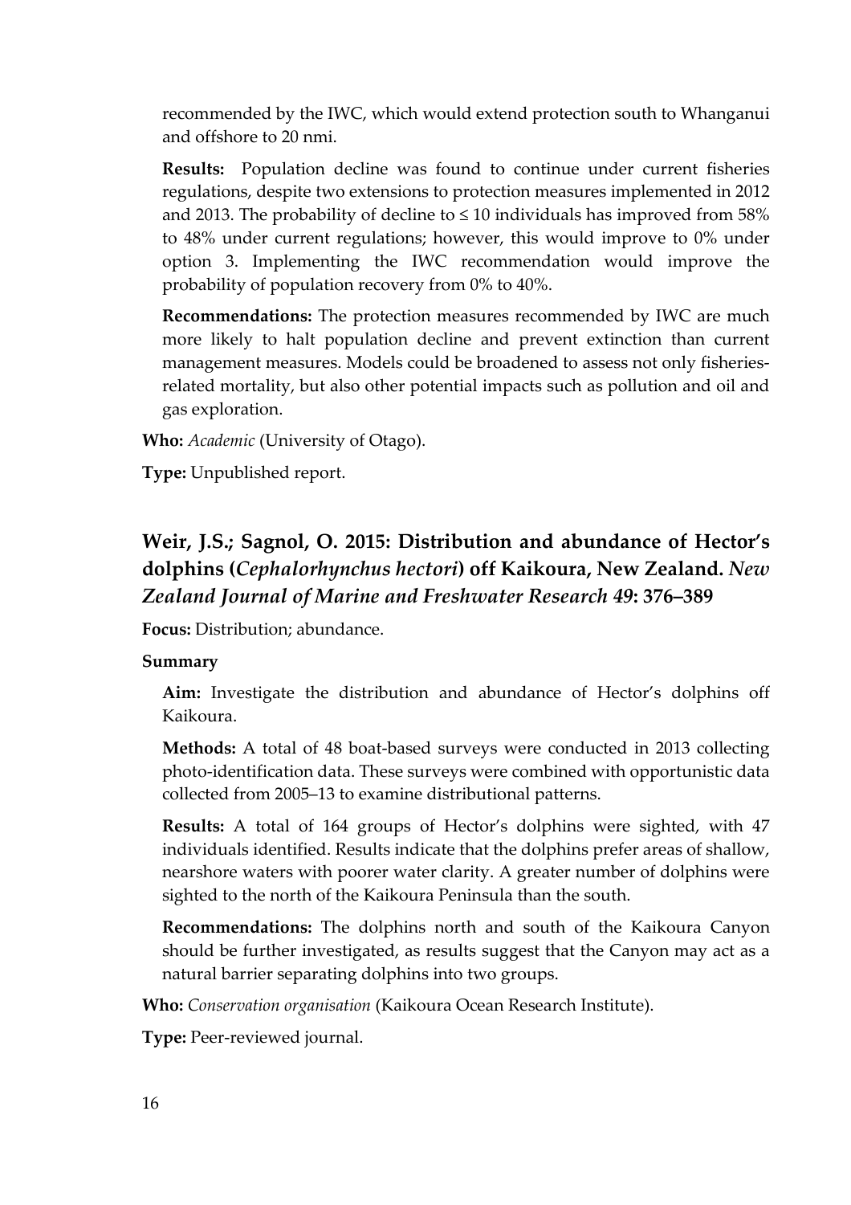recommended by the IWC, which would extend protection south to Whanganui and offshore to 20 nmi.

**Results:** Population decline was found to continue under current fisheries regulations, despite two extensions to protection measures implemented in 2012 and 2013. The probability of decline to ≤ 10 individuals has improved from 58% to 48% under current regulations; however, this would improve to 0% under option 3. Implementing the IWC recommendation would improve the probability of population recovery from 0% to 40%.

**Recommendations:** The protection measures recommended by IWC are much more likely to halt population decline and prevent extinction than current management measures. Models could be broadened to assess not only fisheries-related mortality, but also other potential impacts such as pollution and oil and gas exploration.

**Who:** *Academic* (University of Otago).

**Type:** Unpublished report.

## Weir, J.S.; Sagnol, O. 2015: Distribution and abundance of Hector's dolphins (*Cephalorhynchus hectori*) off Kaikoura, New Zealand. *New Zealand Journal of Marine and Freshwater Research 49*: 376–389

**Focus:** Distribution; abundance.

**Summary**

**Aim:** Investigate the distribution and abundance of Hector's dolphins off Kaikoura.

**Methods:** A total of 48 boat-based surveys were conducted in 2013 collecting photo-identification data. These surveys were combined with opportunistic data collected from 2005–13 to examine distributional patterns.

**Results:** A total of 164 groups of Hector's dolphins were sighted, with 47 individuals identified. Results indicate that the dolphins prefer areas of shallow, nearshore waters with poorer water clarity. A greater number of dolphins were sighted to the north of the Kaikoura Peninsula than the south.

**Recommendations:** The dolphins north and south of the Kaikoura Canyon should be further investigated, as results suggest that the Canyon may act as a natural barrier separating dolphins into two groups.

**Who:** *Conservation organisation* (Kaikoura Ocean Research Institute).

**Type:** Peer-reviewed journal.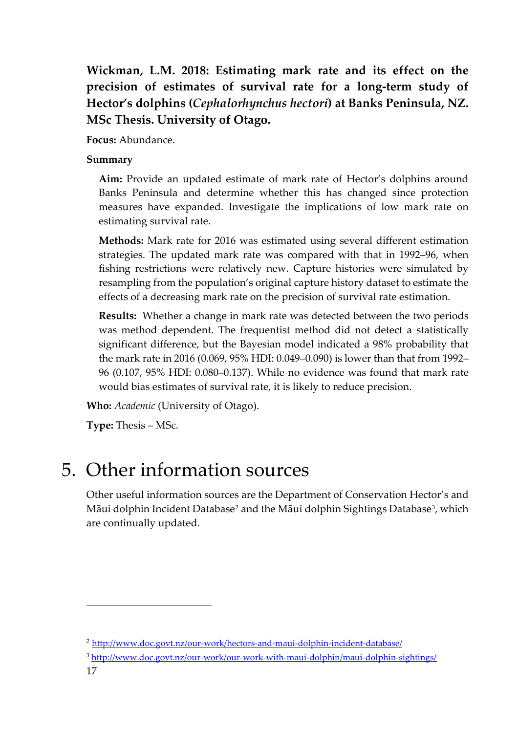**Wickman, L.M. 2018: Estimating mark rate and its effect on the precision of estimates of survival rate for a long-term study of Hector's dolphins (*Cephalorhynchus hectori*) at Banks Peninsula, NZ. MSc Thesis. University of Otago.**

**Focus:** Abundance.

**Summary**

**Aim:** Provide an updated estimate of mark rate of Hector's dolphins around Banks Peninsula and determine whether this has changed since protection measures have expanded. Investigate the implications of low mark rate on estimating survival rate.

**Methods:** Mark rate for 2016 was estimated using several different estimation strategies. The updated mark rate was compared with that in 1992–96, when fishing restrictions were relatively new. Capture histories were simulated by resampling from the population's original capture history dataset to estimate the effects of a decreasing mark rate on the precision of survival rate estimation.

**Results:** Whether a change in mark rate was detected between the two periods was method dependent. The frequentist method did not detect a statistically significant difference, but the Bayesian model indicated a 98% probability that the mark rate in 2016 (0.069, 95% HDI: 0.049–0.090) is lower than that from 1992–96 (0.107, 95% HDI: 0.080–0.137). While no evidence was found that mark rate would bias estimates of survival rate, it is likely to reduce precision.

**Who:** *Academic* (University of Otago).

**Type:** Thesis – MSc.

# 5. Other information sources

Other useful information sources are the Department of Conservation Hector's and Māui dolphin Incident Database[2] and the Māui dolphin Sightings Database[3], which are continually updated.

[2] http://www.doc.govt.nz/our-work/hectors-and-maui-dolphin-incident-database/

[3] http://www.doc.govt.nz/our-work/our-work-with-maui-dolphin/maui-dolphin-sightings/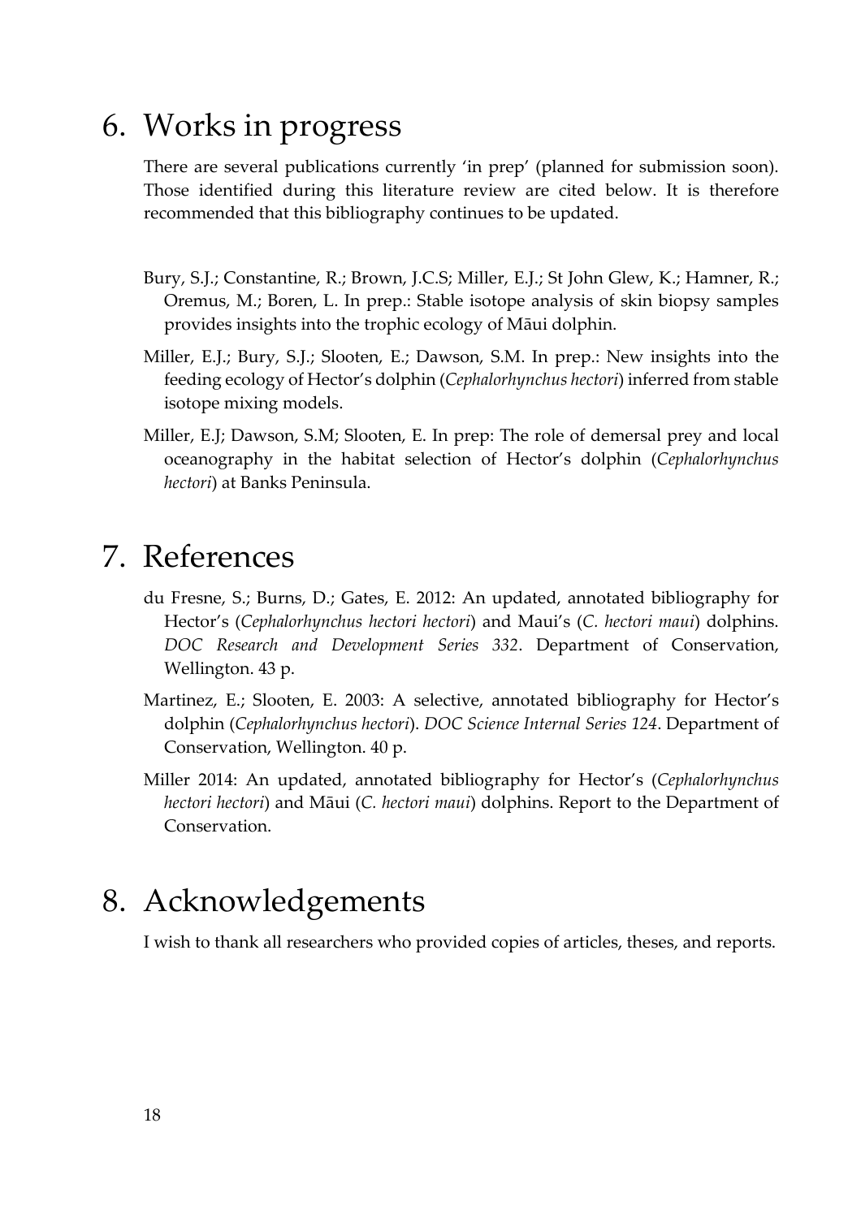# 6. Works in progress

There are several publications currently 'in prep' (planned for submission soon). Those identified during this literature review are cited below. It is therefore recommended that this bibliography continues to be updated.

Bury, S.J.; Constantine, R.; Brown, J.C.S; Miller, E.J.; St John Glew, K.; Hamner, R.; Oremus, M.; Boren, L. In prep.: Stable isotope analysis of skin biopsy samples provides insights into the trophic ecology of Māui dolphin.

Miller, E.J.; Bury, S.J.; Slooten, E.; Dawson, S.M. In prep.: New insights into the feeding ecology of Hector's dolphin (*Cephalorhynchus hectori*) inferred from stable isotope mixing models.

Miller, E.J; Dawson, S.M; Slooten, E. In prep: The role of demersal prey and local oceanography in the habitat selection of Hector's dolphin (*Cephalorhynchus hectori*) at Banks Peninsula.

# 7. References

du Fresne, S.; Burns, D.; Gates, E. 2012: An updated, annotated bibliography for Hector's (*Cephalorhynchus hectori hectori*) and Maui's (*C. hectori maui*) dolphins. *DOC Research and Development Series 332*. Department of Conservation, Wellington. 43 p.

Martinez, E.; Slooten, E. 2003: A selective, annotated bibliography for Hector's dolphin (*Cephalorhynchus hectori*). *DOC Science Internal Series 124*. Department of Conservation, Wellington. 40 p.

Miller 2014: An updated, annotated bibliography for Hector's (*Cephalorhynchus hectori hectori*) and Māui (*C. hectori maui*) dolphins. Report to the Department of Conservation.

# 8. Acknowledgements

I wish to thank all researchers who provided copies of articles, theses, and reports.